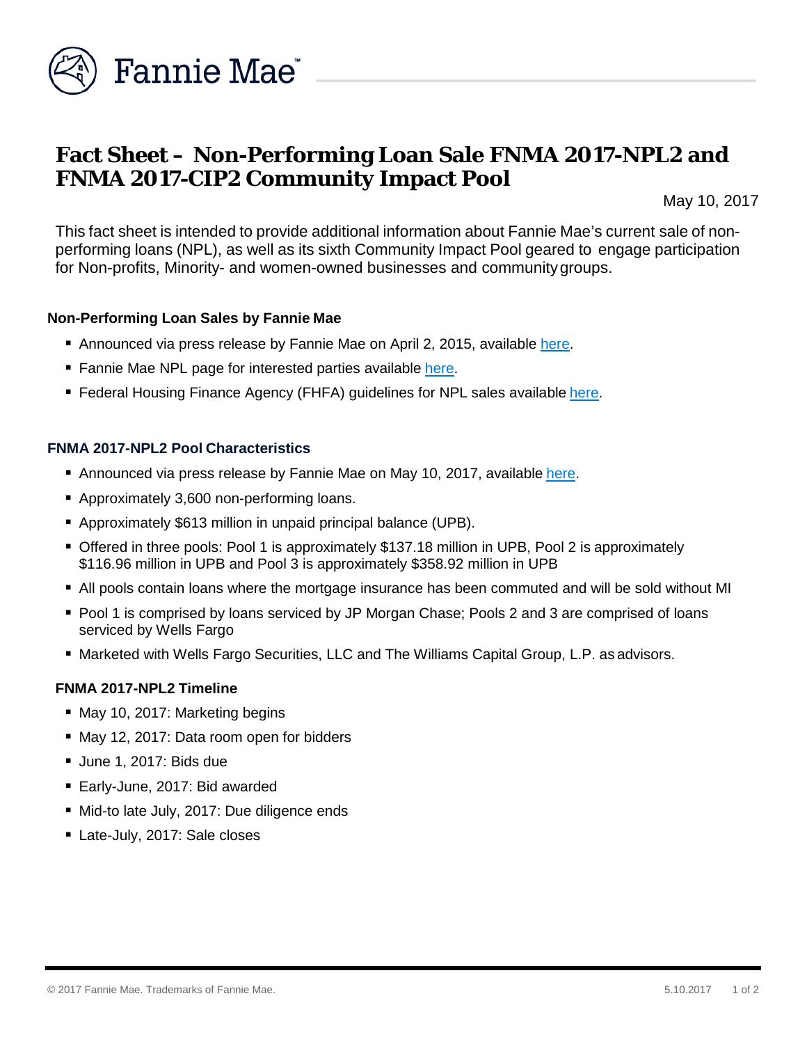# Fact Sheet – Non-Performing Loan Sale FNMA 2017-NPL2 and FNMA 2017-CIP2 Community Impact Pool

May 10, 2017

This fact sheet is intended to provide additional information about Fannie Mae's current sale of non-performing loans (NPL), as well as its sixth Community Impact Pool geared to engage participation for Non-profits, Minority- and women-owned businesses and community groups.

### Non-Performing Loan Sales by Fannie Mae

- Announced via press release by Fannie Mae on April 2, 2015, available here.
- Fannie Mae NPL page for interested parties available here.
- Federal Housing Finance Agency (FHFA) guidelines for NPL sales available here.

### FNMA 2017-NPL2 Pool Characteristics

- Announced via press release by Fannie Mae on May 10, 2017, available here.
- Approximately 3,600 non-performing loans.
- Approximately $613 million in unpaid principal balance (UPB).
- Offered in three pools: Pool 1 is approximately $137.18 million in UPB, Pool 2 is approximately $116.96 million in UPB and Pool 3 is approximately $358.92 million in UPB
- All pools contain loans where the mortgage insurance has been commuted and will be sold without MI
- Pool 1 is comprised by loans serviced by JP Morgan Chase; Pools 2 and 3 are comprised of loans serviced by Wells Fargo
- Marketed with Wells Fargo Securities, LLC and The Williams Capital Group, L.P. as advisors.

### FNMA 2017-NPL2 Timeline

- May 10, 2017: Marketing begins
- May 12, 2017: Data room open for bidders
- June 1, 2017: Bids due
- Early-June, 2017: Bid awarded
- Mid-to late July, 2017: Due diligence ends
- Late-July, 2017: Sale closes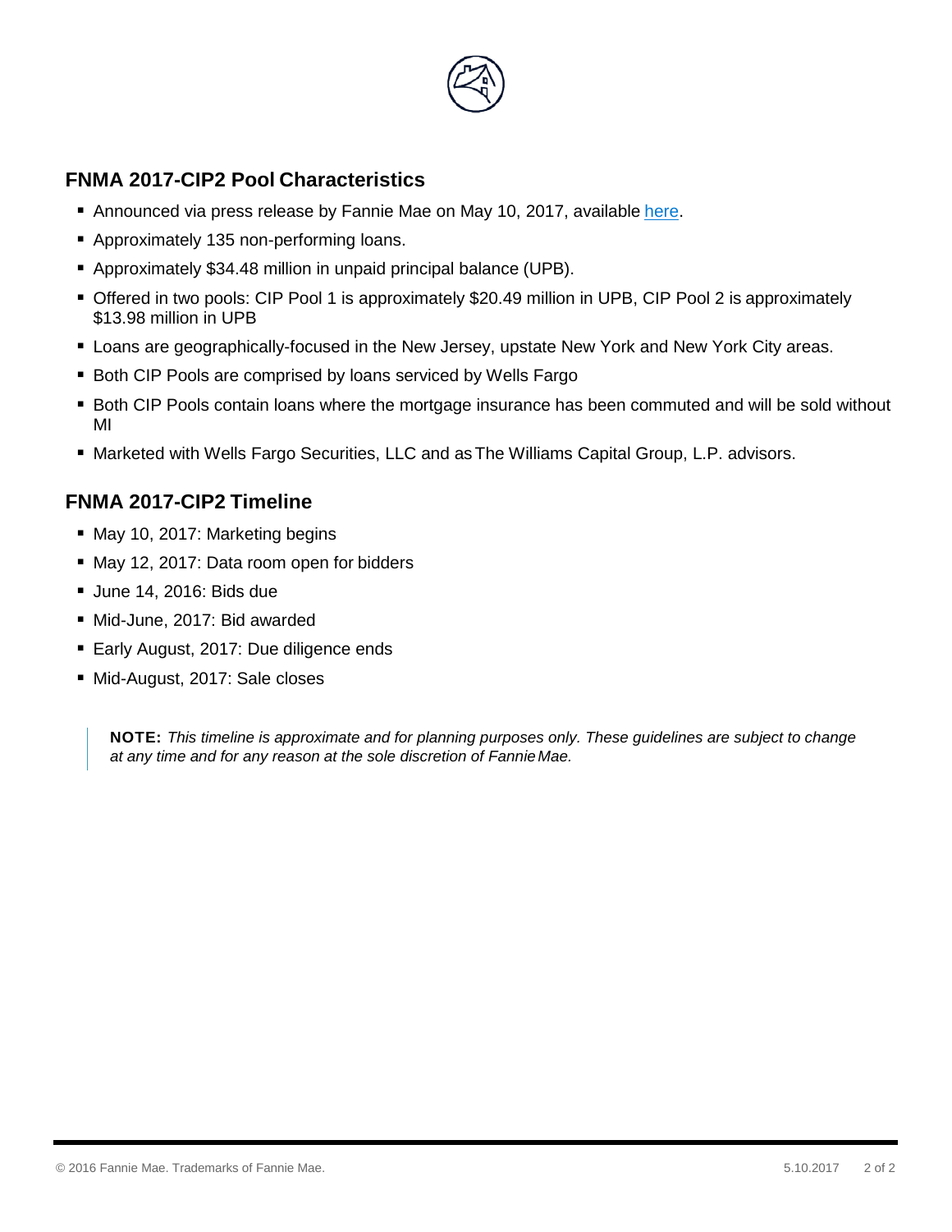## FNMA 2017-CIP2 Pool Characteristics

- Announced via press release by Fannie Mae on May 10, 2017, available here.
- Approximately 135 non-performing loans.
- Approximately $34.48 million in unpaid principal balance (UPB).
- Offered in two pools: CIP Pool 1 is approximately $20.49 million in UPB, CIP Pool 2 is approximately $13.98 million in UPB
- Loans are geographically-focused in the New Jersey, upstate New York and New York City areas.
- Both CIP Pools are comprised by loans serviced by Wells Fargo
- Both CIP Pools contain loans where the mortgage insurance has been commuted and will be sold without MI
- Marketed with Wells Fargo Securities, LLC and as The Williams Capital Group, L.P. advisors.

## FNMA 2017-CIP2 Timeline

- May 10, 2017: Marketing begins
- May 12, 2017: Data room open for bidders
- June 14, 2016: Bids due
- Mid-June, 2017: Bid awarded
- Early August, 2017: Due diligence ends
- Mid-August, 2017: Sale closes

> **NOTE:** *This timeline is approximate and for planning purposes only. These guidelines are subject to change at any time and for any reason at the sole discretion of Fannie Mae.*

© 2016 Fannie Mae. Trademarks of Fannie Mae.